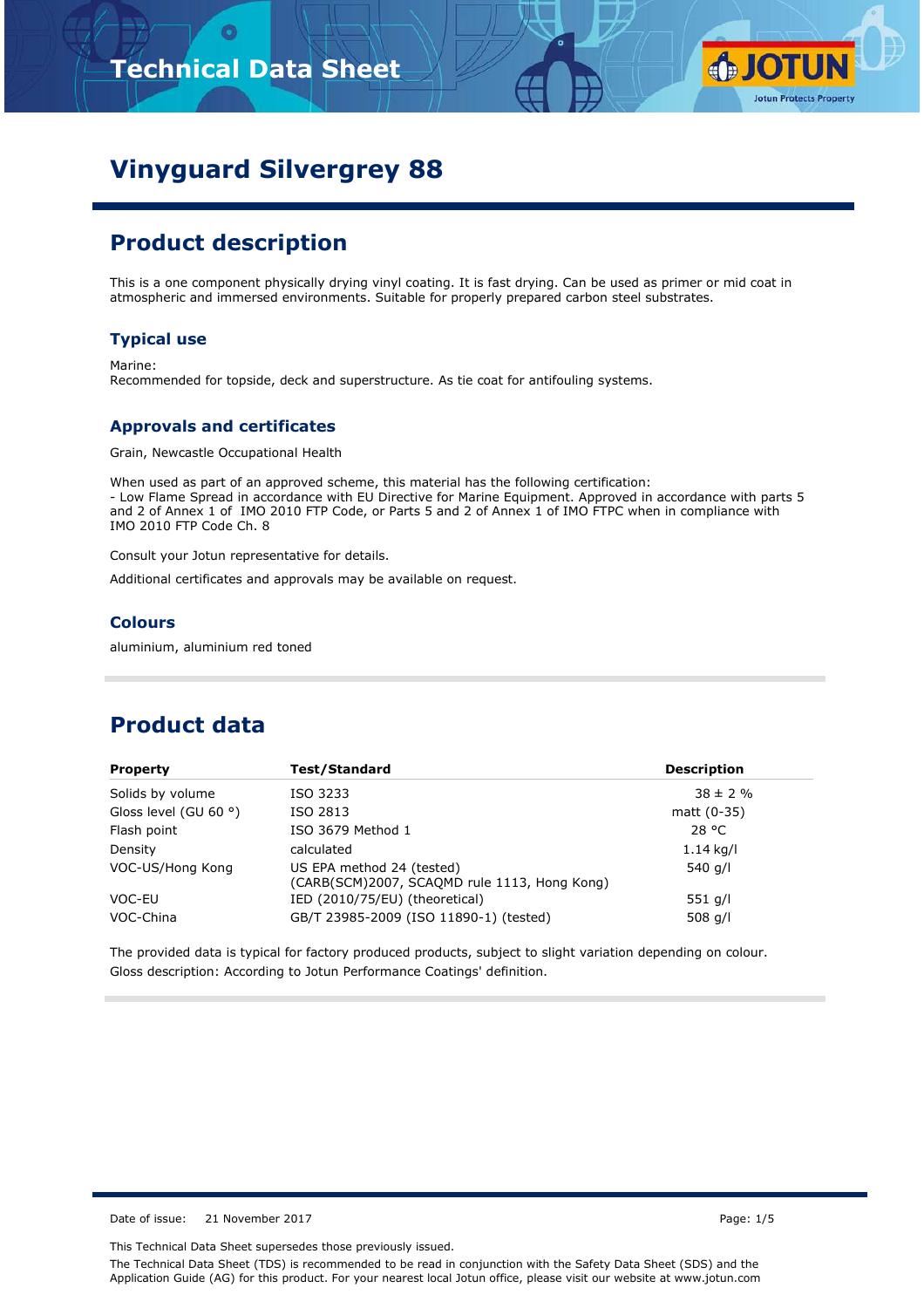# Vinyguard Silvergrey 88

## Product description

This is a one component physically drying vinyl coating. It is fast drying. Can be used as primer or mid coat in atmospheric and immersed environments. Suitable for properly prepared carbon steel substrates.

### Typical use

Marine:
Recommended for topside, deck and superstructure. As tie coat for antifouling systems.

### Approvals and certificates

Grain, Newcastle Occupational Health

When used as part of an approved scheme, this material has the following certification:
- Low Flame Spread in accordance with EU Directive for Marine Equipment. Approved in accordance with parts 5 and 2 of Annex 1 of IMO 2010 FTP Code, or Parts 5 and 2 of Annex 1 of IMO FTPC when in compliance with IMO 2010 FTP Code Ch. 8

Consult your Jotun representative for details.

Additional certificates and approvals may be available on request.

### Colours

aluminium, aluminium red toned

## Product data

| Property | Test/Standard | Description |
|---|---|---|
| Solids by volume | ISO 3233 | 38 ± 2 % |
| Gloss level (GU 60 °) | ISO 2813 | matt (0-35) |
| Flash point | ISO 3679 Method 1 | 28 °C |
| Density | calculated | 1.14 kg/l |
| VOC-US/Hong Kong | US EPA method 24 (tested) (CARB(SCM)2007, SCAQMD rule 1113, Hong Kong) | 540 g/l |
| VOC-EU | IED (2010/75/EU) (theoretical) | 551 g/l |
| VOC-China | GB/T 23985-2009 (ISO 11890-1) (tested) | 508 g/l |

The provided data is typical for factory produced products, subject to slight variation depending on colour.
Gloss description: According to Jotun Performance Coatings' definition.

Date of issue: 21 November 2017

This Technical Data Sheet supersedes those previously issued.

The Technical Data Sheet (TDS) is recommended to be read in conjunction with the Safety Data Sheet (SDS) and the Application Guide (AG) for this product. For your nearest local Jotun office, please visit our website at www.jotun.com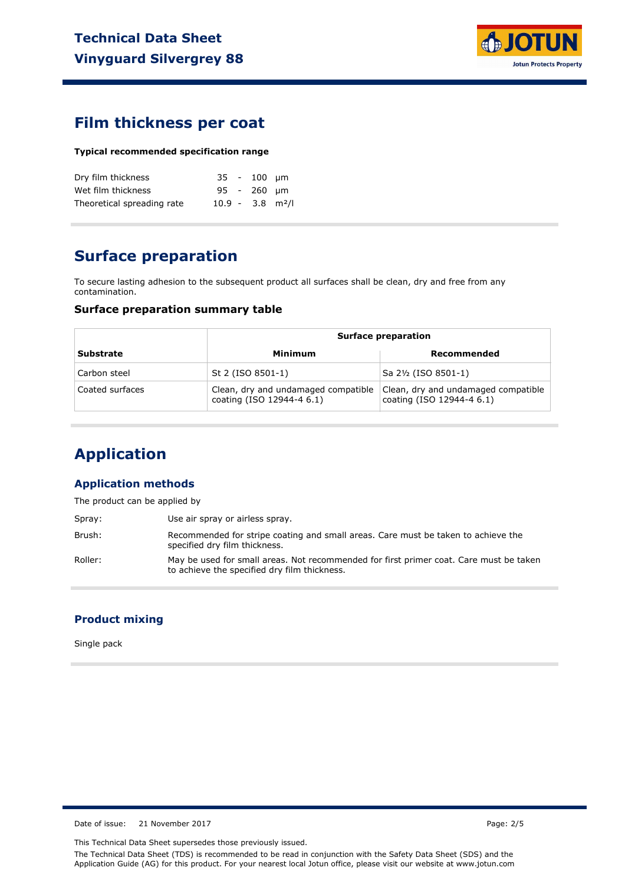## Film thickness per coat

**Typical recommended specification range**

| | | |
|---|---|---|
| Dry film thickness | 35 - 100 | µm |
| Wet film thickness | 95 - 260 | µm |
| Theoretical spreading rate | 10.9 - 3.8 | m²/l |

## Surface preparation

To secure lasting adhesion to the subsequent product all surfaces shall be clean, dry and free from any contamination.

### Surface preparation summary table

| | Surface preparation | |
|---|---|---|
| **Substrate** | **Minimum** | **Recommended** |
| Carbon steel | St 2 (ISO 8501-1) | Sa 2½ (ISO 8501-1) |
| Coated surfaces | Clean, dry and undamaged compatible coating (ISO 12944-4 6.1) | Clean, dry and undamaged compatible coating (ISO 12944-4 6.1) |

## Application

### Application methods

The product can be applied by

| | |
|---|---|
| Spray: | Use air spray or airless spray. |
| Brush: | Recommended for stripe coating and small areas. Care must be taken to achieve the specified dry film thickness. |
| Roller: | May be used for small areas. Not recommended for first primer coat. Care must be taken to achieve the specified dry film thickness. |

### Product mixing

Single pack

Date of issue: 21 November 2017

This Technical Data Sheet supersedes those previously issued.

The Technical Data Sheet (TDS) is recommended to be read in conjunction with the Safety Data Sheet (SDS) and the Application Guide (AG) for this product. For your nearest local Jotun office, please visit our website at www.jotun.com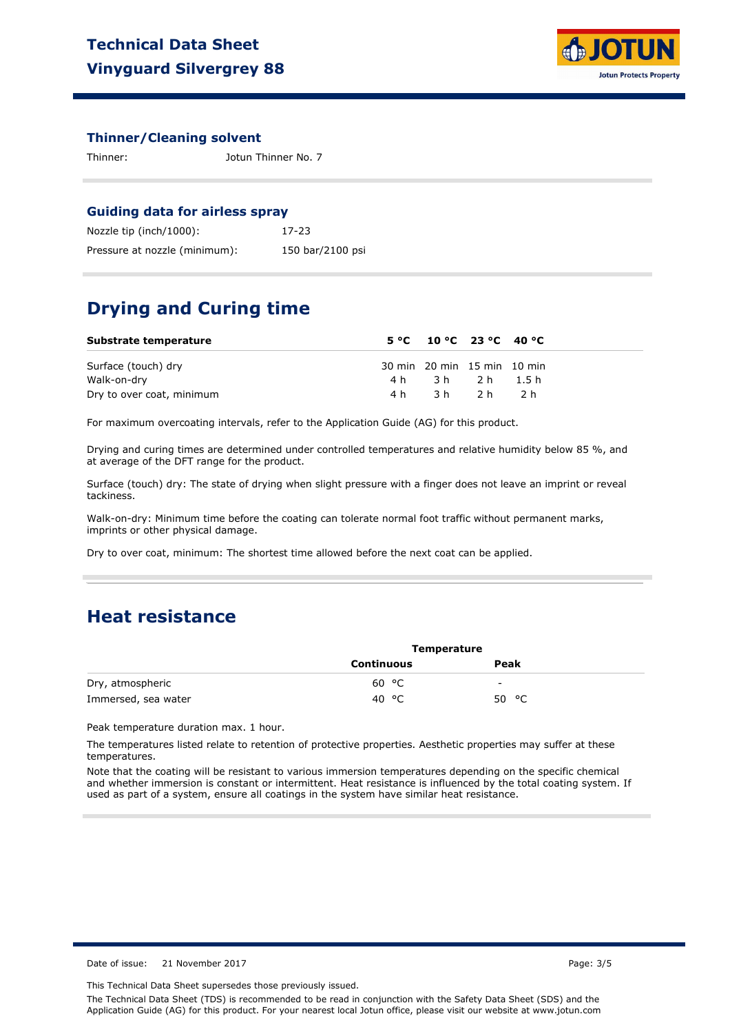### Thinner/Cleaning solvent

Thinner: Jotun Thinner No. 7

### Guiding data for airless spray

Nozzle tip (inch/1000): 17-23

Pressure at nozzle (minimum): 150 bar/2100 psi

## Drying and Curing time

| Substrate temperature | 5 °C | 10 °C | 23 °C | 40 °C |
|---|---|---|---|---|
| Surface (touch) dry | 30 min | 20 min | 15 min | 10 min |
| Walk-on-dry | 4 h | 3 h | 2 h | 1.5 h |
| Dry to over coat, minimum | 4 h | 3 h | 2 h | 2 h |

For maximum overcoating intervals, refer to the Application Guide (AG) for this product.

Drying and curing times are determined under controlled temperatures and relative humidity below 85 %, and at average of the DFT range for the product.

Surface (touch) dry: The state of drying when slight pressure with a finger does not leave an imprint or reveal tackiness.

Walk-on-dry: Minimum time before the coating can tolerate normal foot traffic without permanent marks, imprints or other physical damage.

Dry to over coat, minimum: The shortest time allowed before the next coat can be applied.

## Heat resistance

| | Temperature | |
|---|---|---|
| | Continuous | Peak |
| Dry, atmospheric | 60 °C | - |
| Immersed, sea water | 40 °C | 50 °C |

Peak temperature duration max. 1 hour.

The temperatures listed relate to retention of protective properties. Aesthetic properties may suffer at these temperatures.

Note that the coating will be resistant to various immersion temperatures depending on the specific chemical and whether immersion is constant or intermittent. Heat resistance is influenced by the total coating system. If used as part of a system, ensure all coatings in the system have similar heat resistance.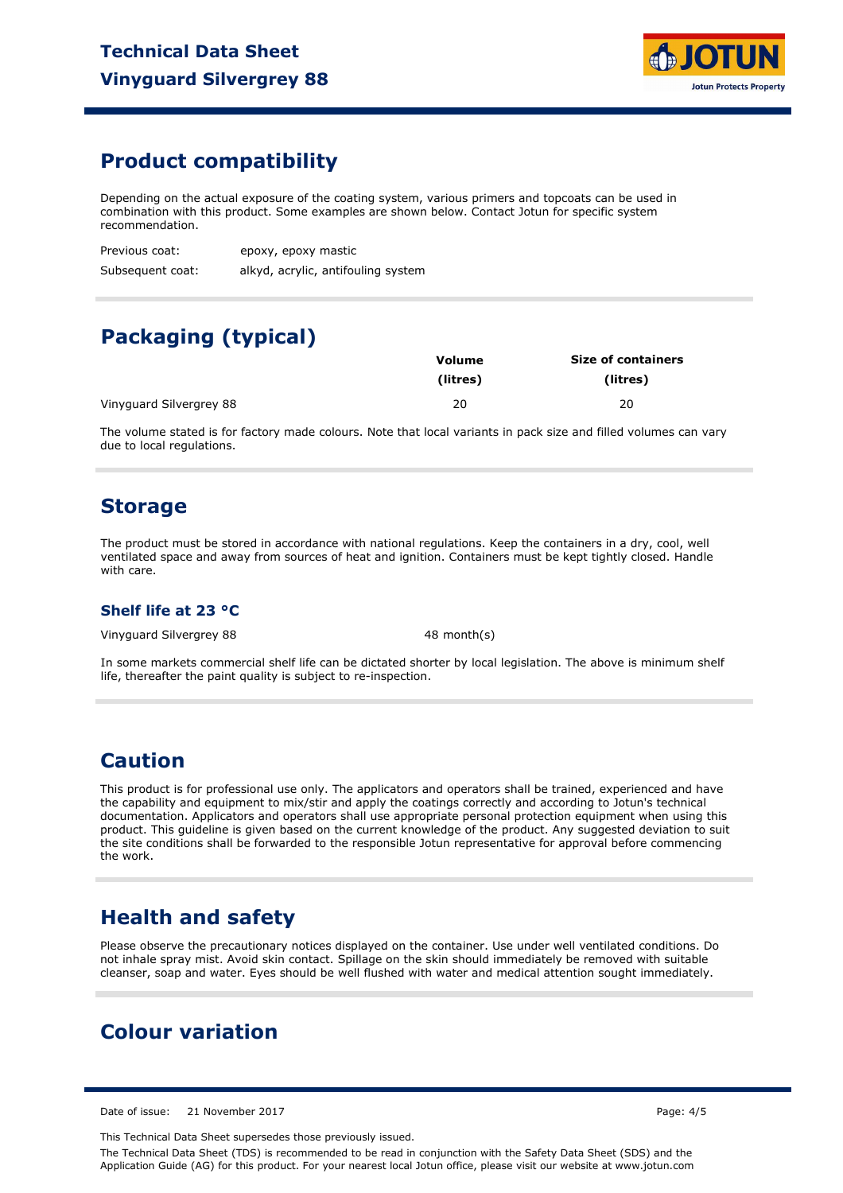## Product compatibility

Depending on the actual exposure of the coating system, various primers and topcoats can be used in combination with this product. Some examples are shown below. Contact Jotun for specific system recommendation.

| | |
|---|---|
| Previous coat: | epoxy, epoxy mastic |
| Subsequent coat: | alkyd, acrylic, antifouling system |

## Packaging (typical)

| | Volume (litres) | Size of containers (litres) |
|---|---|---|
| Vinyguard Silvergrey 88 | 20 | 20 |

The volume stated is for factory made colours. Note that local variants in pack size and filled volumes can vary due to local regulations.

## Storage

The product must be stored in accordance with national regulations. Keep the containers in a dry, cool, well ventilated space and away from sources of heat and ignition. Containers must be kept tightly closed. Handle with care.

### Shelf life at 23 °C

| | |
|---|---|
| Vinyguard Silvergrey 88 | 48 month(s) |

In some markets commercial shelf life can be dictated shorter by local legislation. The above is minimum shelf life, thereafter the paint quality is subject to re-inspection.

## Caution

This product is for professional use only. The applicators and operators shall be trained, experienced and have the capability and equipment to mix/stir and apply the coatings correctly and according to Jotun's technical documentation. Applicators and operators shall use appropriate personal protection equipment when using this product. This guideline is given based on the current knowledge of the product. Any suggested deviation to suit the site conditions shall be forwarded to the responsible Jotun representative for approval before commencing the work.

## Health and safety

Please observe the precautionary notices displayed on the container. Use under well ventilated conditions. Do not inhale spray mist. Avoid skin contact. Spillage on the skin should immediately be removed with suitable cleanser, soap and water. Eyes should be well flushed with water and medical attention sought immediately.

## Colour variation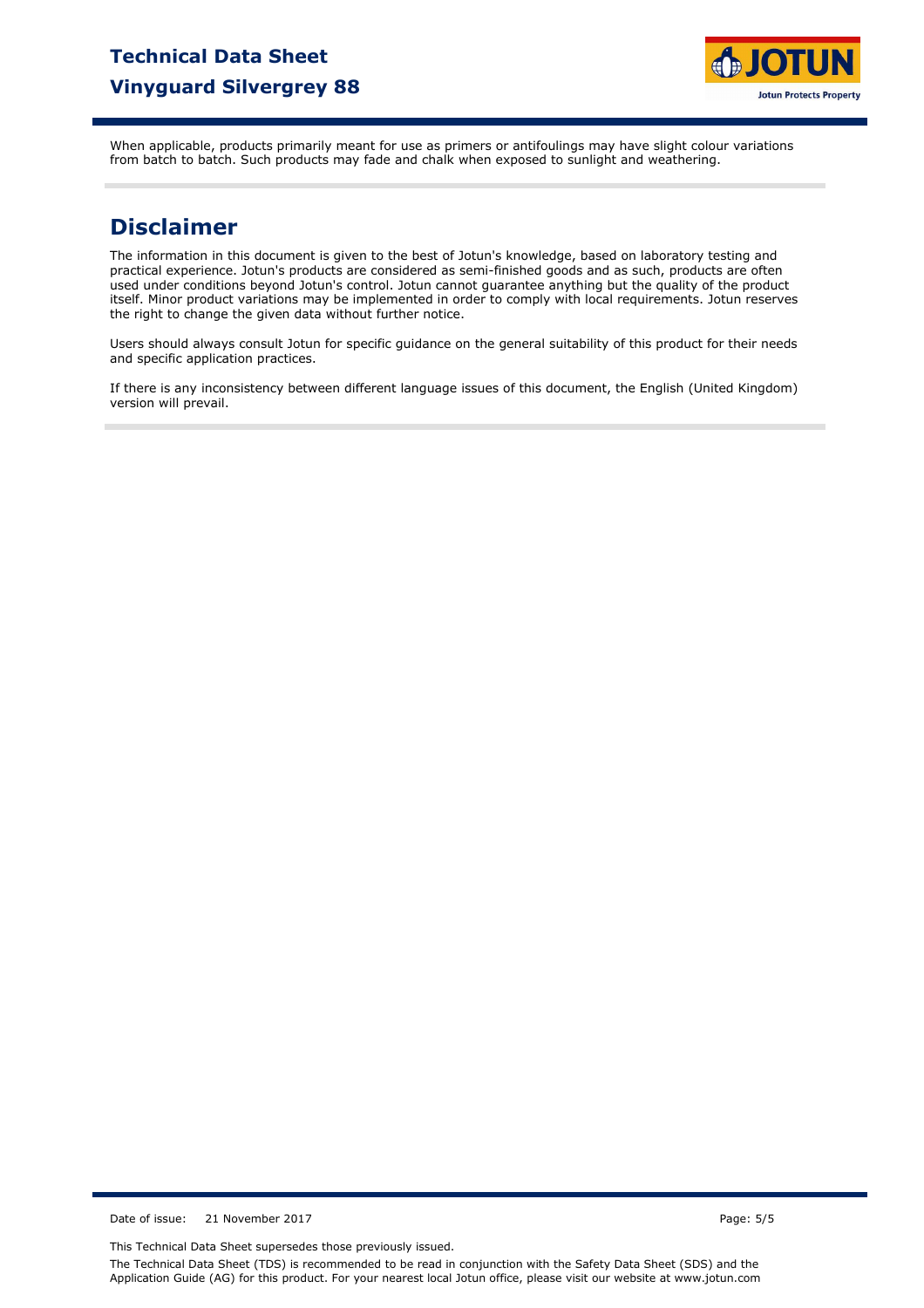When applicable, products primarily meant for use as primers or antifoulings may have slight colour variations from batch to batch. Such products may fade and chalk when exposed to sunlight and weathering.

## Disclaimer

The information in this document is given to the best of Jotun's knowledge, based on laboratory testing and practical experience. Jotun's products are considered as semi-finished goods and as such, products are often used under conditions beyond Jotun's control. Jotun cannot guarantee anything but the quality of the product itself. Minor product variations may be implemented in order to comply with local requirements. Jotun reserves the right to change the given data without further notice.

Users should always consult Jotun for specific guidance on the general suitability of this product for their needs and specific application practices.

If there is any inconsistency between different language issues of this document, the English (United Kingdom) version will prevail.